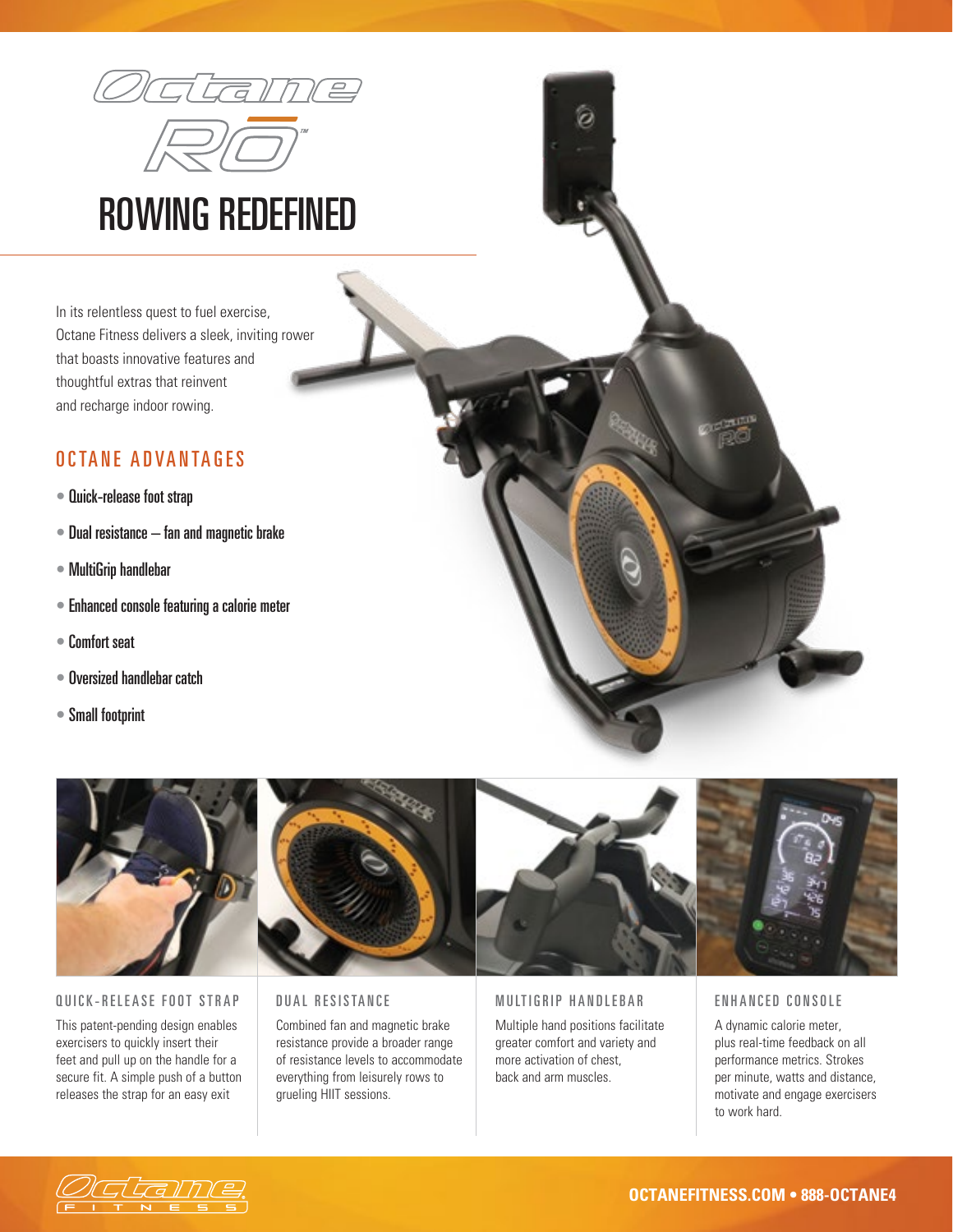# Octane Rō™

## ROWING REDEFINED

In its relentless quest to fuel exercise, Octane Fitness delivers a sleek, inviting rower that boasts innovative features and thoughtful extras that reinvent and recharge indoor rowing.

### OCTANE ADVANTAGES

- Quick-release foot strap
- Dual resistance – fan and magnetic brake
- MultiGrip handlebar
- Enhanced console featuring a calorie meter
- Comfort seat
- Oversized handlebar catch
- Small footprint

### QUICK-RELEASE FOOT STRAP

This patent-pending design enables exercisers to quickly insert their feet and pull up on the handle for a secure fit. A simple push of a button releases the strap for an easy exit

### DUAL RESISTANCE

Combined fan and magnetic brake resistance provide a broader range of resistance levels to accommodate everything from leisurely rows to grueling HIIT sessions.

### MULTIGRIP HANDLEBAR

Multiple hand positions facilitate greater comfort and variety and more activation of chest, back and arm muscles.

### ENHANCED CONSOLE

A dynamic calorie meter, plus real-time feedback on all performance metrics. Strokes per minute, watts and distance, motivate and engage exercisers to work hard.

Octane Fitness

OCTANEFITNESS.COM • 888-OCTANE4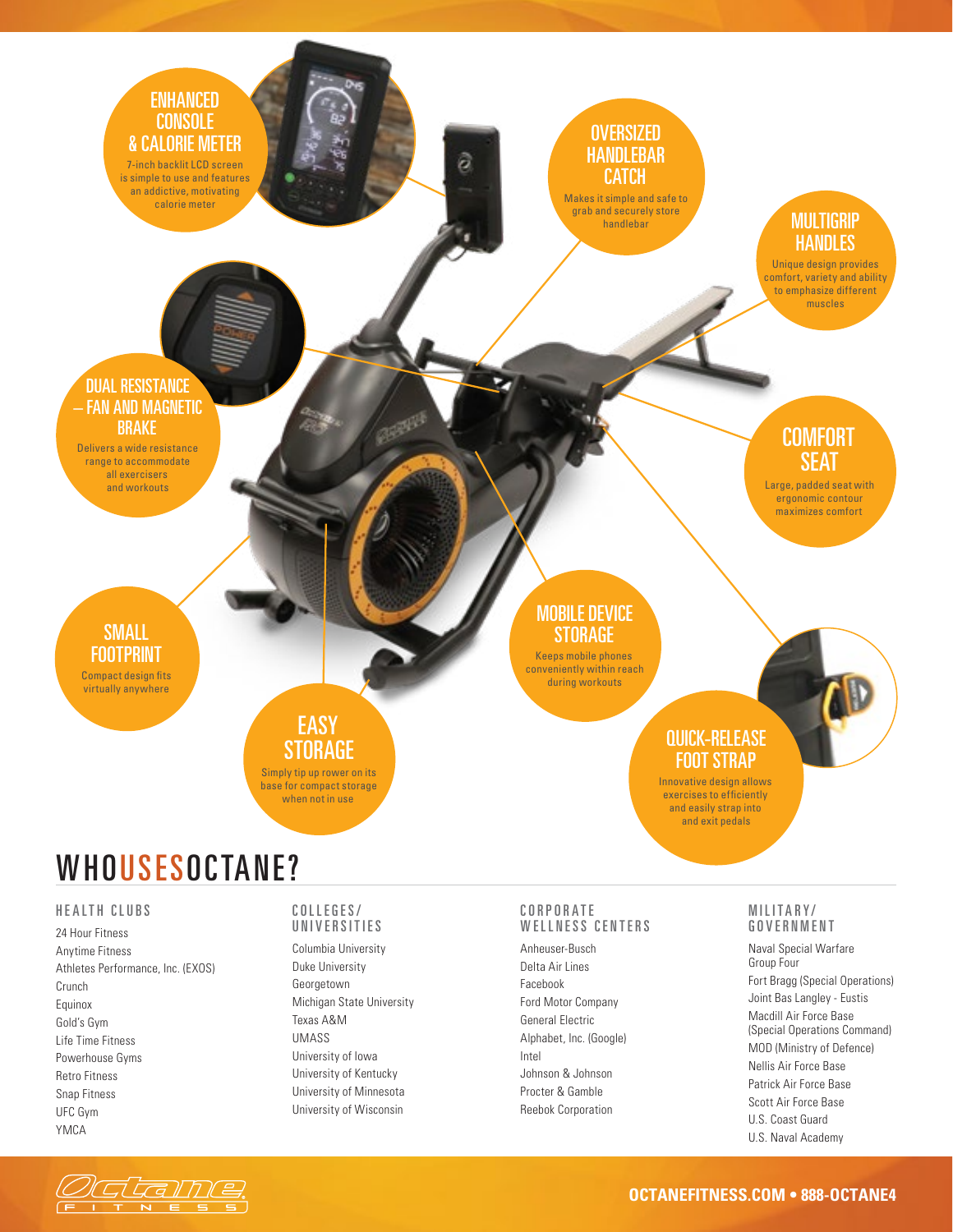## ENHANCED CONSOLE & CALORIE METER

7-inch backlit LCD screen is simple to use and features an addictive, motivating calorie meter

## OVERSIZED HANDLEBAR CATCH

Makes it simple and safe to grab and securely store handlebar

## MULTIGRIP HANDLES

Unique design provides comfort, variety and ability to emphasize different muscles

## DUAL RESISTANCE – FAN AND MAGNETIC BRAKE

Delivers a wide resistance range to accommodate all exercisers and workouts

## COMFORT SEAT

Large, padded seat with ergonomic contour maximizes comfort

## SMALL FOOTPRINT

Compact design fits virtually anywhere

## MOBILE DEVICE STORAGE

Keeps mobile phones conveniently within reach during workouts

## EASY STORAGE

Simply tip up rower on its base for compact storage when not in use

## QUICK-RELEASE FOOT STRAP

Innovative design allows exercises to efficiently and easily strap into and exit pedals

# WHO USES OCTANE?

### HEALTH CLUBS

24 Hour Fitness
Anytime Fitness
Athletes Performance, Inc. (EXOS)
Crunch
Equinox
Gold's Gym
Life Time Fitness
Powerhouse Gyms
Retro Fitness
Snap Fitness
UFC Gym
YMCA

### COLLEGES/ UNIVERSITIES

Columbia University
Duke University
Georgetown
Michigan State University
Texas A&M
UMASS
University of Iowa
University of Kentucky
University of Minnesota
University of Wisconsin

### CORPORATE WELLNESS CENTERS

Anheuser-Busch
Delta Air Lines
Facebook
Ford Motor Company
General Electric
Alphabet, Inc. (Google)
Intel
Johnson & Johnson
Procter & Gamble
Reebok Corporation

### MILITARY/ GOVERNMENT

Naval Special Warfare Group Four
Fort Bragg (Special Operations)
Joint Bas Langley - Eustis
Macdill Air Force Base (Special Operations Command)
MOD (Ministry of Defence)
Nellis Air Force Base
Patrick Air Force Base
Scott Air Force Base
U.S. Coast Guard
U.S. Naval Academy

Octane FITNESS

OCTANEFITNESS.COM • 888-OCTANE4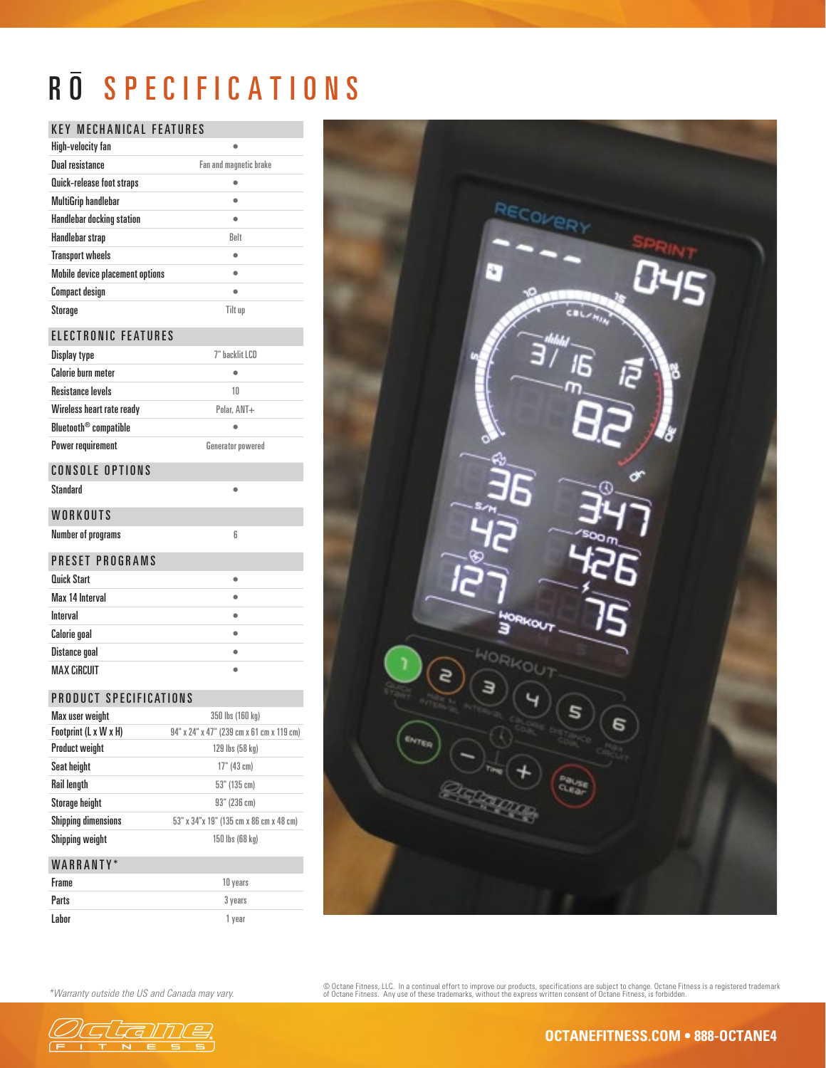# RŌ SPECIFICATIONS

| KEY MECHANICAL FEATURES | |
|---|---|
| High-velocity fan | • |
| Dual resistance | Fan and magnetic brake |
| Quick-release foot straps | • |
| MultiGrip handlebar | • |
| Handlebar docking station | • |
| Handlebar strap | Belt |
| Transport wheels | • |
| Mobile device placement options | • |
| Compact design | • |
| Storage | Tilt up |

| ELECTRONIC FEATURES | |
|---|---|
| Display type | 7" backlit LCD |
| Calorie burn meter | • |
| Resistance levels | 10 |
| Wireless heart rate ready | Polar, ANT+ |
| Bluetooth® compatible | • |
| Power requirement | Generator powered |

| CONSOLE OPTIONS | |
|---|---|
| Standard | • |

| WORKOUTS | |
|---|---|
| Number of programs | 6 |

| PRESET PROGRAMS | |
|---|---|
| Quick Start | • |
| Max 14 Interval | • |
| Interval | • |
| Calorie goal | • |
| Distance goal | • |
| MAX CiRCUIT | • |

| PRODUCT SPECIFICATIONS | |
|---|---|
| Max user weight | 350 lbs (160 kg) |
| Footprint (L x W x H) | 94" x 24" x 47" (239 cm x 61 cm x 119 cm) |
| Product weight | 129 lbs (58 kg) |
| Seat height | 17" (43 cm) |
| Rail length | 53" (135 cm) |
| Storage height | 93" (236 cm) |
| Shipping dimensions | 53" x 34"x 19" (135 cm x 86 cm x 48 cm) |
| Shipping weight | 150 lbs (68 kg) |

| WARRANTY* | |
|---|---|
| Frame | 10 years |
| Parts | 3 years |
| Labor | 1 year |

*Warranty outside the US and Canada may vary.*

© Octane Fitness, LLC. In a continual effort to improve our products, specifications are subject to change. Octane Fitness is a registered trademark of Octane Fitness. Any use of these trademarks, without the express written consent of Octane Fitness, is forbidden.

OCTANEFITNESS.COM • 888-OCTANE4